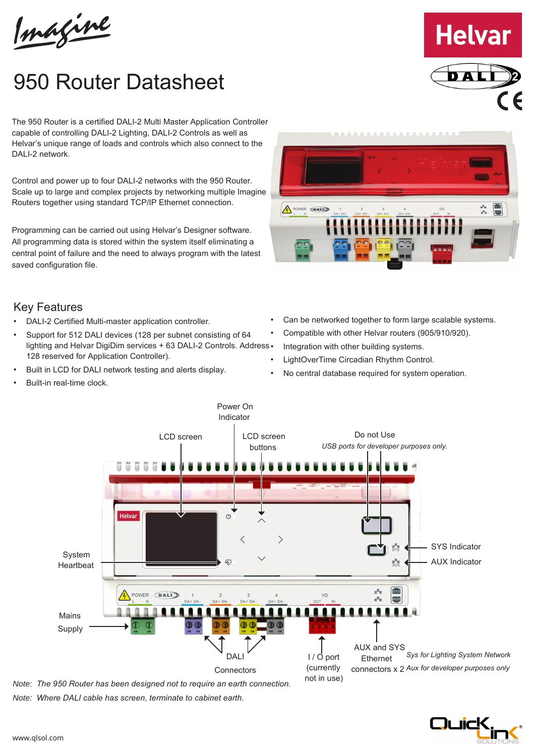Imagine

# 950 Router Datasheet

The 950 Router is a certified DALI-2 Multi Master Application Controller capable of controlling DALI-2 Lighting, DALI-2 Controls as well as Helvar's unique range of loads and controls which also connect to the DALI-2 network.

Control and power up to four DALI-2 networks with the 950 Router. Scale up to large and complex projects by networking multiple Imagine Routers together using standard TCP/IP Ethernet connection.

Programming can be carried out using Helvar's Designer software. All programming data is stored within the system itself eliminating a central point of failure and the need to always program with the latest saved configuration file.

## Key Features

- DALI-2 Certified Multi-master application controller.
- Support for 512 DALI devices (128 per subnet consisting of 64 lighting and Helvar DigiDim services + 63 DALI-2 Controls. Address 128 reserved for Application Controller).
- Built in LCD for DALI network testing and alerts display.
- Built-in real-time clock.
- Can be networked together to form large scalable systems.
- Compatible with other Helvar routers (905/910/920).
- Integration with other building systems.
- LightOverTime Circadian Rhythm Control.
- No central database required for system operation.

Power On Indicator

LCD screen

LCD screen buttons

Do not Use

*USB ports for developer purposes only.*

System Heartbeat

SYS Indicator

AUX Indicator

Mains Supply

DALI Connectors

I / O port (currently not in use)

AUX and SYS Ethernet connectors x 2

*Sys for Lighting System Network*

*Aux for developer purposes only*

*Note: The 950 Router has been designed not to require an earth connection.*

*Note: Where DALI cable has screen, terminate to cabinet earth.*

www.qlsol.com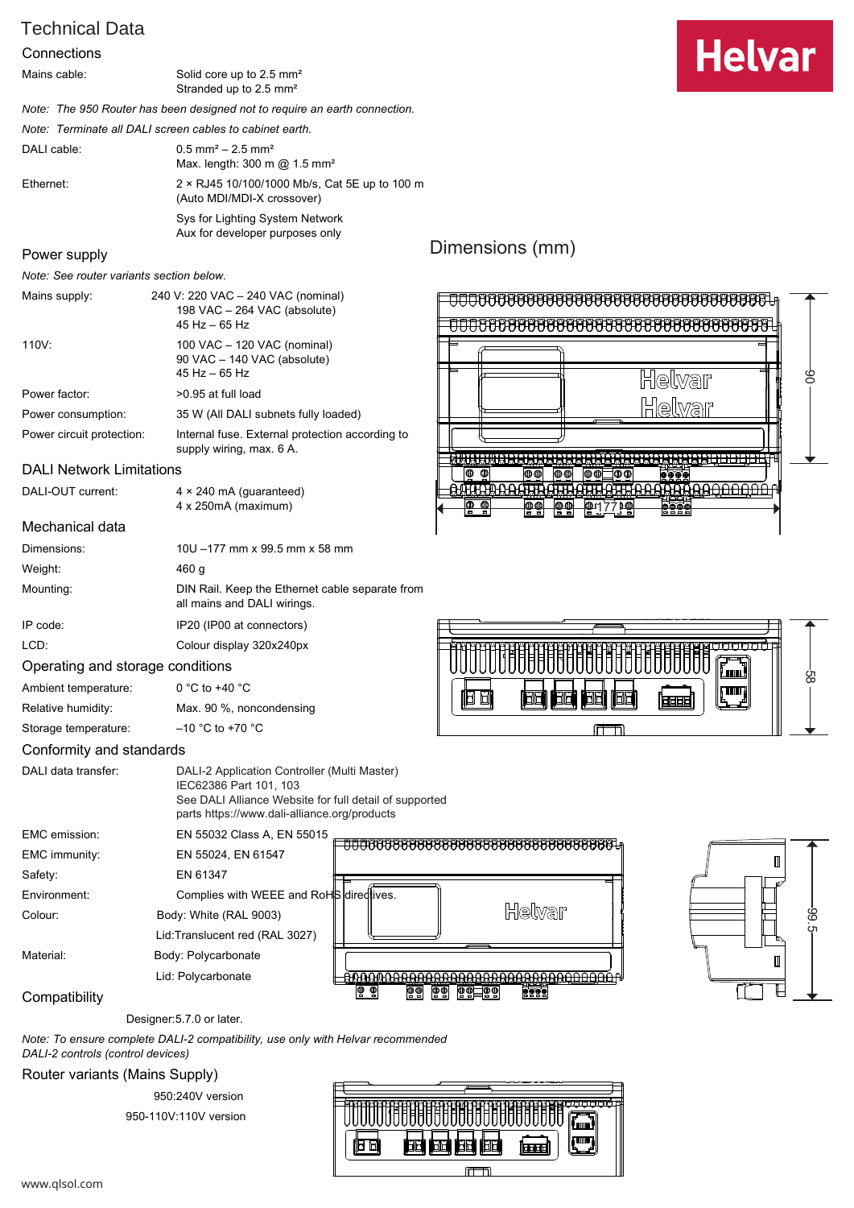# Technical Data

## Connections

| | |
|---|---|
| Mains cable: | Solid core up to 2.5 mm² <br> Stranded up to 2.5 mm² |

*Note: The 950 Router has been designed not to require an earth connection.*

*Note: Terminate all DALI screen cables to cabinet earth.*

| | |
|---|---|
| DALI cable: | 0.5 mm² – 2.5 mm² <br> Max. length: 300 m @ 1.5 mm² |
| Ethernet: | 2 × RJ45 10/100/1000 Mb/s, Cat 5E up to 100 m (Auto MDI/MDI-X crossover) <br> Sys for Lighting System Network <br> Aux for developer purposes only |

## Power supply

*Note: See router variants section below.*

| | |
|---|---|
| Mains supply: | 240 V: 220 VAC – 240 VAC (nominal) <br> 198 VAC – 264 VAC (absolute) <br> 45 Hz – 65 Hz |
| 110V: | 100 VAC – 120 VAC (nominal) <br> 90 VAC – 140 VAC (absolute) <br> 45 Hz – 65 Hz |
| Power factor: | >0.95 at full load |
| Power consumption: | 35 W (All DALI subnets fully loaded) |
| Power circuit protection: | Internal fuse. External protection according to supply wiring, max. 6 A. |

## DALI Network Limitations

| | |
|---|---|
| DALI-OUT current: | 4 × 240 mA (guaranteed) <br> 4 x 250mA (maximum) |

## Mechanical data

| | |
|---|---|
| Dimensions: | 10U –177 mm x 99.5 mm x 58 mm |
| Weight: | 460 g |
| Mounting: | DIN Rail. Keep the Ethernet cable separate from all mains and DALI wirings. |
| IP code: | IP20 (IP00 at connectors) |
| LCD: | Colour display 320x240px |

## Operating and storage conditions

| | |
|---|---|
| Ambient temperature: | 0 °C to +40 °C |
| Relative humidity: | Max. 90 %, noncondensing |
| Storage temperature: | –10 °C to +70 °C |

## Conformity and standards

| | |
|---|---|
| DALI data transfer: | DALI-2 Application Controller (Multi Master) <br> IEC62386 Part 101, 103 <br> See DALI Alliance Website for full detail of supported parts https://www.dali-alliance.org/products |
| EMC emission: | EN 55032 Class A, EN 55015 |
| EMC immunity: | EN 55024, EN 61547 |
| Safety: | EN 61347 |
| Environment: | Complies with WEEE and RoHS directives. |
| Colour: | Body: White (RAL 9003) <br> Lid:Translucent red (RAL 3027) |
| Material: | Body: Polycarbonate <br> Lid: Polycarbonate |

## Compatibility

Designer:5.7.0 or later.

*Note: To ensure complete DALI-2 compatibility, use only with Helvar recommended DALI-2 controls (control devices)*

## Router variants (Mains Supply)

950:240V version

950-110V:110V version

## Dimensions (mm)

Helvar

90

177

58

99.5

www.qlsol.com